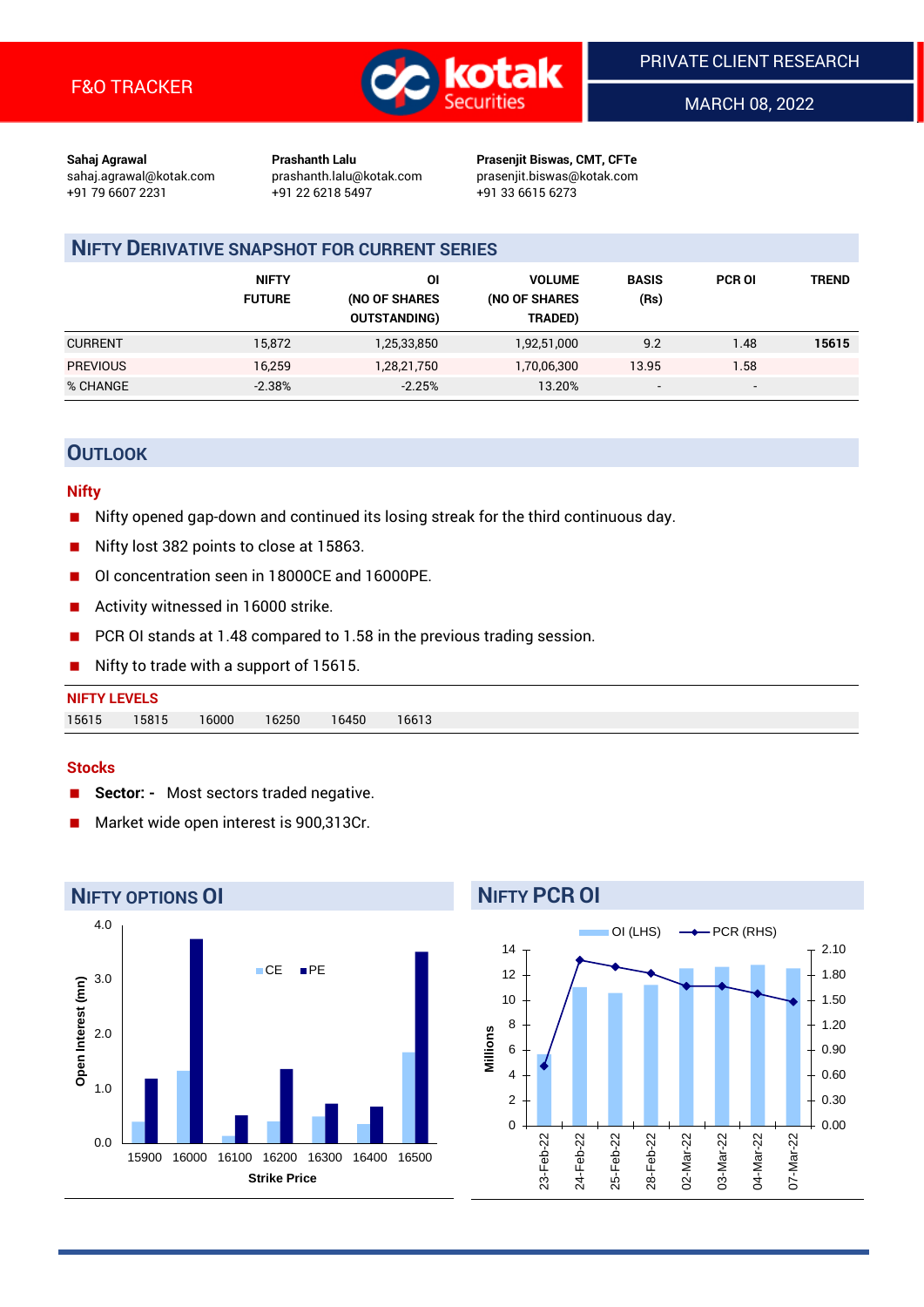F&O TRACKER

PRIVATE CLIENT RESEARCH

MARCH 08, 2022

**Sahaj Agrawal**
sahaj.agrawal@kotak.com
+91 79 6607 2231

**Prashanth Lalu**
prashanth.lalu@kotak.com
+91 22 6218 5497

**Prasenjit Biswas, CMT, CFTe**
prasenjit.biswas@kotak.com
+91 33 6615 6273

## NIFTY DERIVATIVE SNAPSHOT FOR CURRENT SERIES

| | NIFTY FUTURE | OI (NO OF SHARES OUTSTANDING) | VOLUME (NO OF SHARES TRADED) | BASIS (Rs) | PCR OI | TREND |
|---|---|---|---|---|---|---|
| CURRENT | 15,872 | 1,25,33,850 | 1,92,51,000 | 9.2 | 1.48 | **15615** |
| PREVIOUS | 16,259 | 1,28,21,750 | 1,70,06,300 | 13.95 | 1.58 | |
| % CHANGE | -2.38% | -2.25% | 13.20% | - | - | |

## OUTLOOK

### Nifty

- Nifty opened gap-down and continued its losing streak for the third continuous day.
- Nifty lost 382 points to close at 15863.
- OI concentration seen in 18000CE and 16000PE.
- Activity witnessed in 16000 strike.
- PCR OI stands at 1.48 compared to 1.58 in the previous trading session.
- Nifty to trade with a support of 15615.

**NIFTY LEVELS**

| | | | | | |
|---|---|---|---|---|---|
| 15615 | 15815 | 16000 | 16250 | 16450 | 16613 |

### Stocks

- **Sector: -** Most sectors traded negative.
- Market wide open interest is 900,313Cr.

## NIFTY OPTIONS OI

Open Interest (mn)
4.0
3.0
2.0
1.0
0.0
CE PE
15900 16000 16100 16200 16300 16400 16500
Strike Price

## NIFTY PCR OI

OI (LHS) PCR (RHS)
Millions
14 12 10 8 6 4 2 0
2.10 1.80 1.50 1.20 0.90 0.60 0.30 0.00
23-Feb-22 24-Feb-22 25-Feb-22 28-Feb-22 02-Mar-22 03-Mar-22 04-Mar-22 07-Mar-22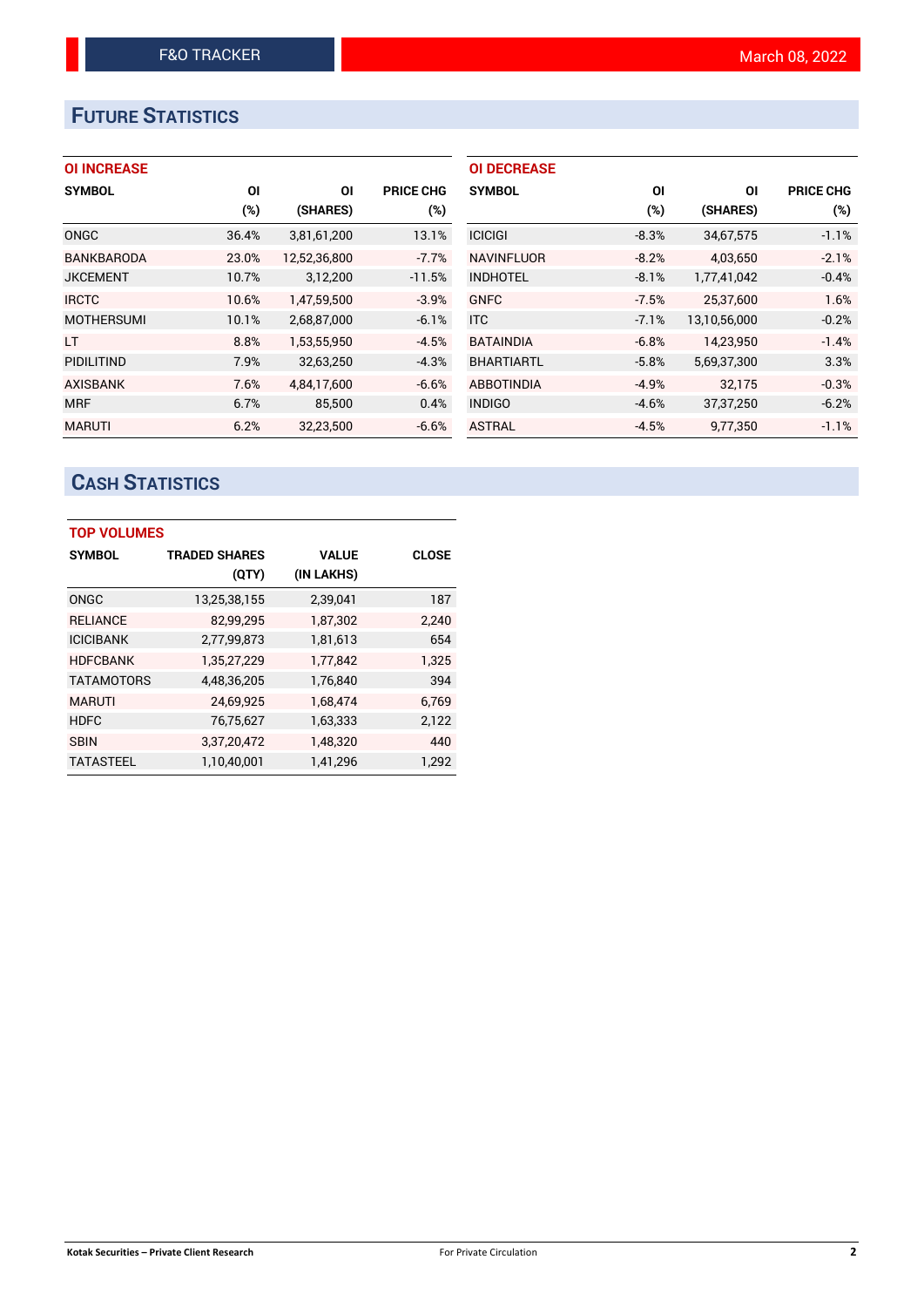# FUTURE STATISTICS

### OI INCREASE

| SYMBOL | OI (%) | OI (SHARES) | PRICE CHG (%) |
|---|---|---|---|
| ONGC | 36.4% | 3,81,61,200 | 13.1% |
| BANKBARODA | 23.0% | 12,52,36,800 | -7.7% |
| JKCEMENT | 10.7% | 3,12,200 | -11.5% |
| IRCTC | 10.6% | 1,47,59,500 | -3.9% |
| MOTHERSUMI | 10.1% | 2,68,87,000 | -6.1% |
| LT | 8.8% | 1,53,55,950 | -4.5% |
| PIDILITIND | 7.9% | 32,63,250 | -4.3% |
| AXISBANK | 7.6% | 4,84,17,600 | -6.6% |
| MRF | 6.7% | 85,500 | 0.4% |
| MARUTI | 6.2% | 32,23,500 | -6.6% |

### OI DECREASE

| SYMBOL | OI (%) | OI (SHARES) | PRICE CHG (%) |
|---|---|---|---|
| ICICIGI | -8.3% | 34,67,575 | -1.1% |
| NAVINFLUOR | -8.2% | 4,03,650 | -2.1% |
| INDHOTEL | -8.1% | 1,77,41,042 | -0.4% |
| GNFC | -7.5% | 25,37,600 | 1.6% |
| ITC | -7.1% | 13,10,56,000 | -0.2% |
| BATAINDIA | -6.8% | 14,23,950 | -1.4% |
| BHARTIARTL | -5.8% | 5,69,37,300 | 3.3% |
| ABBOTINDIA | -4.9% | 32,175 | -0.3% |
| INDIGO | -4.6% | 37,37,250 | -6.2% |
| ASTRAL | -4.5% | 9,77,350 | -1.1% |

# CASH STATISTICS

### TOP VOLUMES

| SYMBOL | TRADED SHARES (QTY) | VALUE (IN LAKHS) | CLOSE |
|---|---|---|---|
| ONGC | 13,25,38,155 | 2,39,041 | 187 |
| RELIANCE | 82,99,295 | 1,87,302 | 2,240 |
| ICICIBANK | 2,77,99,873 | 1,81,613 | 654 |
| HDFCBANK | 1,35,27,229 | 1,77,842 | 1,325 |
| TATAMOTORS | 4,48,36,205 | 1,76,840 | 394 |
| MARUTI | 24,69,925 | 1,68,474 | 6,769 |
| HDFC | 76,75,627 | 1,63,333 | 2,122 |
| SBIN | 3,37,20,472 | 1,48,320 | 440 |
| TATASTEEL | 1,10,40,001 | 1,41,296 | 1,292 |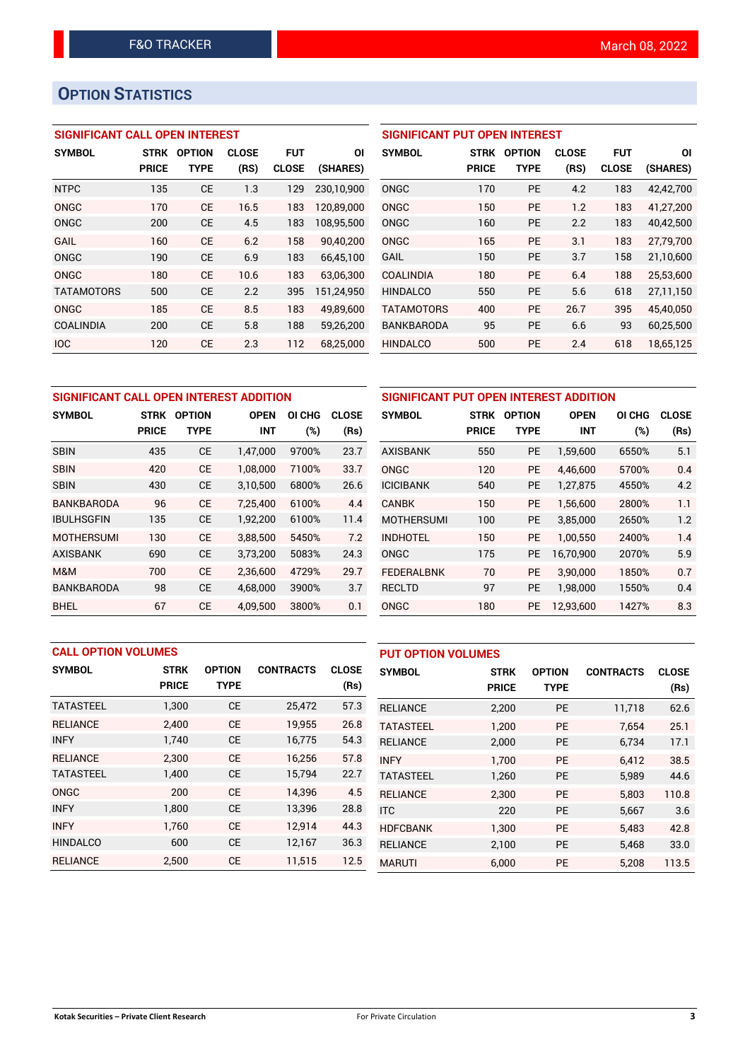## OPTION STATISTICS

### SIGNIFICANT CALL OPEN INTEREST

| SYMBOL | STRK PRICE | OPTION TYPE | CLOSE (RS) | FUT CLOSE | OI (SHARES) |
|---|---|---|---|---|---|
| NTPC | 135 | CE | 1.3 | 129 | 230,10,900 |
| ONGC | 170 | CE | 16.5 | 183 | 120,89,000 |
| ONGC | 200 | CE | 4.5 | 183 | 108,95,500 |
| GAIL | 160 | CE | 6.2 | 158 | 90,40,200 |
| ONGC | 190 | CE | 6.9 | 183 | 66,45,100 |
| ONGC | 180 | CE | 10.6 | 183 | 63,06,300 |
| TATAMOTORS | 500 | CE | 2.2 | 395 | 151,24,950 |
| ONGC | 185 | CE | 8.5 | 183 | 49,89,600 |
| COALINDIA | 200 | CE | 5.8 | 188 | 59,26,200 |
| IOC | 120 | CE | 2.3 | 112 | 68,25,000 |

### SIGNIFICANT PUT OPEN INTEREST

| SYMBOL | STRK PRICE | OPTION TYPE | CLOSE (RS) | FUT CLOSE | OI (SHARES) |
|---|---|---|---|---|---|
| ONGC | 170 | PE | 4.2 | 183 | 42,42,700 |
| ONGC | 150 | PE | 1.2 | 183 | 41,27,200 |
| ONGC | 160 | PE | 2.2 | 183 | 40,42,500 |
| ONGC | 165 | PE | 3.1 | 183 | 27,79,700 |
| GAIL | 150 | PE | 3.7 | 158 | 21,10,600 |
| COALINDIA | 180 | PE | 6.4 | 188 | 25,53,600 |
| HINDALCO | 550 | PE | 5.6 | 618 | 27,11,150 |
| TATAMOTORS | 400 | PE | 26.7 | 395 | 45,40,050 |
| BANKBARODA | 95 | PE | 6.6 | 93 | 60,25,500 |
| HINDALCO | 500 | PE | 2.4 | 618 | 18,65,125 |

### SIGNIFICANT CALL OPEN INTEREST ADDITION

| SYMBOL | STRK PRICE | OPTION TYPE | OPEN INT | OI CHG (%) | CLOSE (Rs) |
|---|---|---|---|---|---|
| SBIN | 435 | CE | 1,47,000 | 9700% | 23.7 |
| SBIN | 420 | CE | 1,08,000 | 7100% | 33.7 |
| SBIN | 430 | CE | 3,10,500 | 6800% | 26.6 |
| BANKBARODA | 96 | CE | 7,25,400 | 6100% | 4.4 |
| IBULHSGFIN | 135 | CE | 1,92,200 | 6100% | 11.4 |
| MOTHERSUMI | 130 | CE | 3,88,500 | 5450% | 7.2 |
| AXISBANK | 690 | CE | 3,73,200 | 5083% | 24.3 |
| M&M | 700 | CE | 2,36,600 | 4729% | 29.7 |
| BANKBARODA | 98 | CE | 4,68,000 | 3900% | 3.7 |
| BHEL | 67 | CE | 4,09,500 | 3800% | 0.1 |

### SIGNIFICANT PUT OPEN INTEREST ADDITION

| SYMBOL | STRK PRICE | OPTION TYPE | OPEN INT | OI CHG (%) | CLOSE (Rs) |
|---|---|---|---|---|---|
| AXISBANK | 550 | PE | 1,59,600 | 6550% | 5.1 |
| ONGC | 120 | PE | 4,46,600 | 5700% | 0.4 |
| ICICIBANK | 540 | PE | 1,27,875 | 4550% | 4.2 |
| CANBK | 150 | PE | 1,56,600 | 2800% | 1.1 |
| MOTHERSUMI | 100 | PE | 3,85,000 | 2650% | 1.2 |
| INDHOTEL | 150 | PE | 1,00,550 | 2400% | 1.4 |
| ONGC | 175 | PE | 16,70,900 | 2070% | 5.9 |
| FEDERALBNK | 70 | PE | 3,90,000 | 1850% | 0.7 |
| RECLTD | 97 | PE | 1,98,000 | 1550% | 0.4 |
| ONGC | 180 | PE | 12,93,600 | 1427% | 8.3 |

### CALL OPTION VOLUMES

| SYMBOL | STRK PRICE | OPTION TYPE | CONTRACTS | CLOSE (Rs) |
|---|---|---|---|---|
| TATASTEEL | 1,300 | CE | 25,472 | 57.3 |
| RELIANCE | 2,400 | CE | 19,955 | 26.8 |
| INFY | 1,740 | CE | 16,775 | 54.3 |
| RELIANCE | 2,300 | CE | 16,256 | 57.8 |
| TATASTEEL | 1,400 | CE | 15,794 | 22.7 |
| ONGC | 200 | CE | 14,396 | 4.5 |
| INFY | 1,800 | CE | 13,396 | 28.8 |
| INFY | 1,760 | CE | 12,914 | 44.3 |
| HINDALCO | 600 | CE | 12,167 | 36.3 |
| RELIANCE | 2,500 | CE | 11,515 | 12.5 |

### PUT OPTION VOLUMES

| SYMBOL | STRK PRICE | OPTION TYPE | CONTRACTS | CLOSE (Rs) |
|---|---|---|---|---|
| RELIANCE | 2,200 | PE | 11,718 | 62.6 |
| TATASTEEL | 1,200 | PE | 7,654 | 25.1 |
| RELIANCE | 2,000 | PE | 6,734 | 17.1 |
| INFY | 1,700 | PE | 6,412 | 38.5 |
| TATASTEEL | 1,260 | PE | 5,989 | 44.6 |
| RELIANCE | 2,300 | PE | 5,803 | 110.8 |
| ITC | 220 | PE | 5,667 | 3.6 |
| HDFCBANK | 1,300 | PE | 5,483 | 42.8 |
| RELIANCE | 2,100 | PE | 5,468 | 33.0 |
| MARUTI | 6,000 | PE | 5,208 | 113.5 |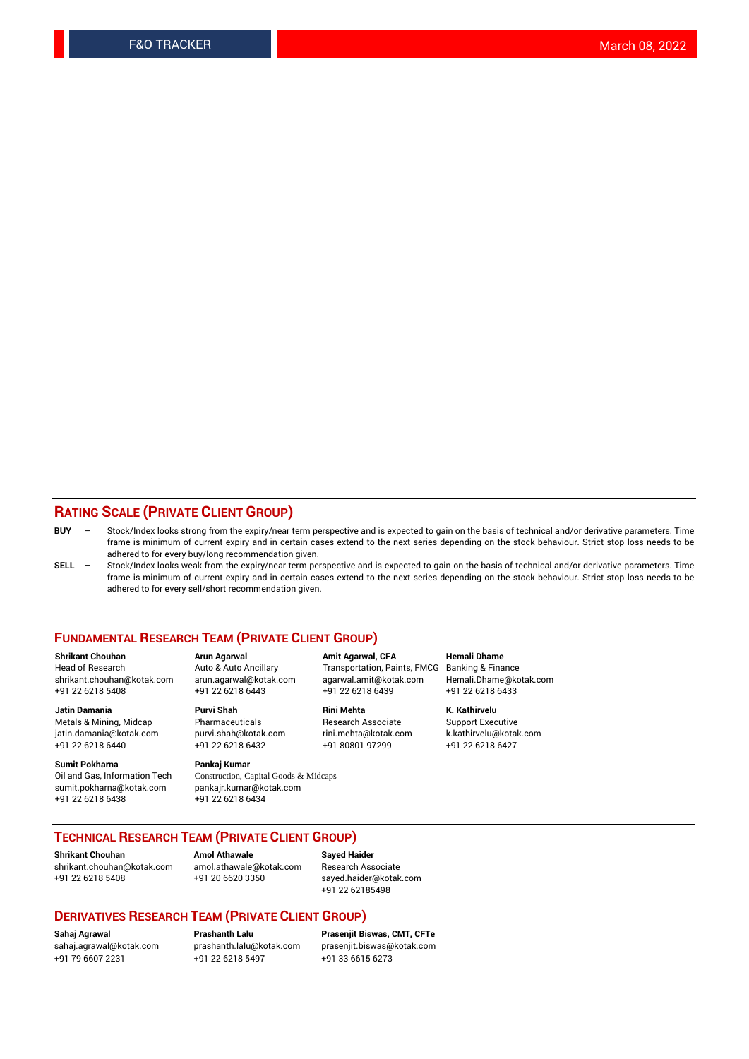## RATING SCALE (PRIVATE CLIENT GROUP)

**BUY** – Stock/Index looks strong from the expiry/near term perspective and is expected to gain on the basis of technical and/or derivative parameters. Time frame is minimum of current expiry and in certain cases extend to the next series depending on the stock behaviour. Strict stop loss needs to be adhered to for every buy/long recommendation given.

**SELL** – Stock/Index looks weak from the expiry/near term perspective and is expected to gain on the basis of technical and/or derivative parameters. Time frame is minimum of current expiry and in certain cases extend to the next series depending on the stock behaviour. Strict stop loss needs to be adhered to for every sell/short recommendation given.

## FUNDAMENTAL RESEARCH TEAM (PRIVATE CLIENT GROUP)

**Shrikant Chouhan**
Head of Research
shrikant.chouhan@kotak.com
+91 22 6218 5408

**Arun Agarwal**
Auto & Auto Ancillary
arun.agarwal@kotak.com
+91 22 6218 6443

**Amit Agarwal, CFA**
Transportation, Paints, FMCG
agarwal.amit@kotak.com
+91 22 6218 6439

**Hemali Dhame**
Banking & Finance
Hemali.Dhame@kotak.com
+91 22 6218 6433

**Jatin Damania**
Metals & Mining, Midcap
jatin.damania@kotak.com
+91 22 6218 6440

**Purvi Shah**
Pharmaceuticals
purvi.shah@kotak.com
+91 22 6218 6432

**Rini Mehta**
Research Associate
rini.mehta@kotak.com
+91 80801 97299

**K. Kathirvelu**
Support Executive
k.kathirvelu@kotak.com
+91 22 6218 6427

**Sumit Pokharna**
Oil and Gas, Information Tech
sumit.pokharna@kotak.com
+91 22 6218 6438

**Pankaj Kumar**
Construction, Capital Goods & Midcaps
pankajr.kumar@kotak.com
+91 22 6218 6434

## TECHNICAL RESEARCH TEAM (PRIVATE CLIENT GROUP)

**Shrikant Chouhan**
shrikant.chouhan@kotak.com
+91 22 6218 5408

**Amol Athawale**
amol.athawale@kotak.com
+91 20 6620 3350

**Sayed Haider**
Research Associate
sayed.haider@kotak.com
+91 22 62185498

## DERIVATIVES RESEARCH TEAM (PRIVATE CLIENT GROUP)

**Sahaj Agrawal**
sahaj.agrawal@kotak.com
+91 79 6607 2231

**Prashanth Lalu**
prashanth.lalu@kotak.com
+91 22 6218 5497

**Prasenjit Biswas, CMT, CFTe**
prasenjit.biswas@kotak.com
+91 33 6615 6273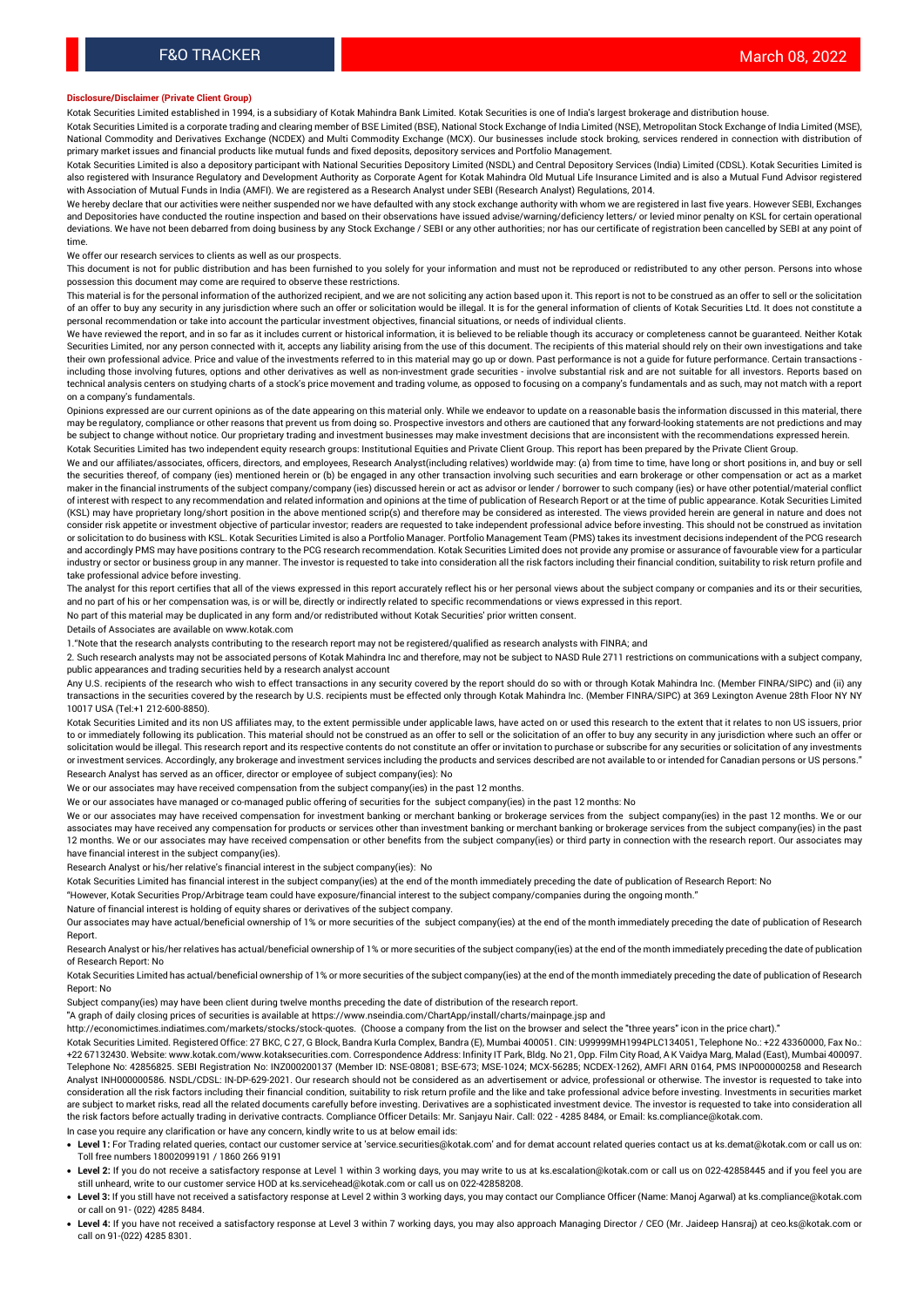**Disclosure/Disclaimer (Private Client Group)**

Kotak Securities Limited established in 1994, is a subsidiary of Kotak Mahindra Bank Limited. Kotak Securities is one of India's largest brokerage and distribution house.

Kotak Securities Limited is a corporate trading and clearing member of BSE Limited (BSE), National Stock Exchange of India Limited (NSE), Metropolitan Stock Exchange of India Limited (MSE), National Commodity and Derivatives Exchange (NCDEX) and Multi Commodity Exchange (MCX). Our businesses include stock broking, services rendered in connection with distribution of primary market issues and financial products like mutual funds and fixed deposits, depository services and Portfolio Management.

Kotak Securities Limited is also a depository participant with National Securities Depository Limited (NSDL) and Central Depository Services (India) Limited (CDSL). Kotak Securities Limited is also registered with Insurance Regulatory and Development Authority as Corporate Agent for Kotak Mahindra Old Mutual Life Insurance Limited and is also a Mutual Fund Advisor registered with Association of Mutual Funds in India (AMFI). We are registered as a Research Analyst under SEBI (Research Analyst) Regulations, 2014.

We hereby declare that our activities were neither suspended nor we have defaulted with any stock exchange authority with whom we are registered in last five years. However SEBI, Exchanges and Depositories have conducted the routine inspection and based on their observations have issued advise/warning/deficiency letters/ or levied minor penalty on KSL for certain operational deviations. We have not been debarred from doing business by any Stock Exchange / SEBI or any other authorities; nor has our certificate of registration been cancelled by SEBI at any point of time.

We offer our research services to clients as well as our prospects.

This document is not for public distribution and has been furnished to you solely for your information and must not be reproduced or redistributed to any other person. Persons into whose possession this document may come are required to observe these restrictions.

This material is for the personal information of the authorized recipient, and we are not soliciting any action based upon it. This report is not to be construed as an offer to sell or the solicitation of an offer to buy any security in any jurisdiction where such an offer or solicitation would be illegal. It is for the general information of clients of Kotak Securities Ltd. It does not constitute a personal recommendation or take into account the particular investment objectives, financial situations, or needs of individual clients.

We have reviewed the report, and in so far as it includes current or historical information, it is believed to be reliable though its accuracy or completeness cannot be guaranteed. Neither Kotak Securities Limited, nor any person connected with it, accepts any liability arising from the use of this document. The recipients of this material should rely on their own investigations and take their own professional advice. Price and value of the investments referred to in this material may go up or down. Past performance is not a guide for future performance. Certain transactions - including those involving futures, options and other derivatives as well as non-investment grade securities - involve substantial risk and are not suitable for all investors. Reports based on technical analysis centers on studying charts of a stock's price movement and trading volume, as opposed to focusing on a company's fundamentals and as such, may not match with a report on a company's fundamentals.

Opinions expressed are our current opinions as of the date appearing on this material only. While we endeavor to update on a reasonable basis the information discussed in this material, there may be regulatory, compliance or other reasons that prevent us from doing so. Prospective investors and others are cautioned that any forward-looking statements are not predictions and may be subject to change without notice. Our proprietary trading and investment businesses may make investment decisions that are inconsistent with the recommendations expressed herein.

Kotak Securities Limited has two independent equity research groups: Institutional Equities and Private Client Group. This report has been prepared by the Private Client Group.

We and our affiliates/associates, officers, directors, and employees, Research Analyst(including relatives) worldwide may: (a) from time to time, have long or short positions in, and buy or sell the securities thereof, of company (ies) mentioned herein or (b) be engaged in any other transaction involving such securities and earn brokerage or other compensation or act as a market maker in the financial instruments of the subject company/company (ies) discussed herein or act as advisor or lender / borrower to such company (ies) or have other potential/material conflict of interest with respect to any recommendation and related information and opinions at the time of publication of Research Report or at the time of public appearance. Kotak Securities Limited (KSL) may have proprietary long/short position in the above mentioned scrip(s) and therefore may be considered as interested. The views provided herein are general in nature and does not consider risk appetite or investment objective of particular investor; readers are requested to take independent professional advice before investing. This should not be construed as invitation or solicitation to do business with KSL. Kotak Securities Limited is also a Portfolio Manager. Portfolio Management Team (PMS) takes its investment decisions independent of the PCG research and accordingly PMS may have positions contrary to the PCG research recommendation. Kotak Securities Limited does not provide any promise or assurance of favourable view for a particular industry or sector or business group in any manner. The investor is requested to take into consideration all the risk factors including their financial condition, suitability to risk return profile and take professional advice before investing.

The analyst for this report certifies that all of the views expressed in this report accurately reflect his or her personal views about the subject company or companies and its or their securities, and no part of his or her compensation was, is or will be, directly or indirectly related to specific recommendations or views expressed in this report.

No part of this material may be duplicated in any form and/or redistributed without Kotak Securities' prior written consent.

Details of Associates are available on www.kotak.com

1."Note that the research analysts contributing to the research report may not be registered/qualified as research analysts with FINRA; and

2. Such research analysts may not be associated persons of Kotak Mahindra Inc and therefore, may not be subject to NASD Rule 2711 restrictions on communications with a subject company, public appearances and trading securities held by a research analyst account

Any U.S. recipients of the research who wish to effect transactions in any security covered by the report should do so with or through Kotak Mahindra Inc. (Member FINRA/SIPC) and (ii) any transactions in the securities covered by the research by U.S. recipients must be effected only through Kotak Mahindra Inc. (Member FINRA/SIPC) at 369 Lexington Avenue 28th Floor NY NY 10017 USA (Tel:+1 212-600-8850).

Kotak Securities Limited and its non US affiliates may, to the extent permissible under applicable laws, have acted on or used this research to the extent that it relates to non US issuers, prior to or immediately following its publication. This material should not be construed as an offer to sell or the solicitation of an offer to buy any security in any jurisdiction where such an offer or solicitation would be illegal. This research report and its respective contents do not constitute an offer or invitation to purchase or subscribe for any securities or solicitation of any investments or investment services. Accordingly, any brokerage and investment services including the products and services described are not available to or intended for Canadian persons or US persons."

Research Analyst has served as an officer, director or employee of subject company(ies): No

We or our associates may have received compensation from the subject company(ies) in the past 12 months.

We or our associates have managed or co-managed public offering of securities for the subject company(ies) in the past 12 months: No

We or our associates may have received compensation for investment banking or merchant banking or brokerage services from the subject company(ies) in the past 12 months. We or our associates may have received any compensation for products or services other than investment banking or merchant banking or brokerage services from the subject company(ies) in the past 12 months. We or our associates may have received compensation or other benefits from the subject company(ies) or third party in connection with the research report. Our associates may have financial interest in the subject company(ies).

Research Analyst or his/her relative's financial interest in the subject company(ies): No

Kotak Securities Limited has financial interest in the subject company(ies) at the end of the month immediately preceding the date of publication of Research Report: No

"However, Kotak Securities Prop/Arbitrage team could have exposure/financial interest to the subject company/companies during the ongoing month."

Nature of financial interest is holding of equity shares or derivatives of the subject company.

Our associates may have actual/beneficial ownership of 1% or more securities of the subject company(ies) at the end of the month immediately preceding the date of publication of Research Report.

Research Analyst or his/her relatives has actual/beneficial ownership of 1% or more securities of the subject company(ies) at the end of the month immediately preceding the date of publication of Research Report: No

Kotak Securities Limited has actual/beneficial ownership of 1% or more securities of the subject company(ies) at the end of the month immediately preceding the date of publication of Research Report: No

Subject company(ies) may have been client during twelve months preceding the date of distribution of the research report.

"A graph of daily closing prices of securities is available at https://www.nseindia.com/ChartApp/install/charts/mainpage.jsp and

http://economictimes.indiatimes.com/markets/stocks/stock-quotes. (Choose a company from the list on the browser and select the "three years" icon in the price chart)."

Kotak Securities Limited. Registered Office: 27 BKC, C 27, G Block, Bandra Kurla Complex, Bandra (E), Mumbai 400051. CIN: U99999MH1994PLC134051, Telephone No.: +22 43360000, Fax No.: +22 67132430. Website: www.kotak.com/www.kotaksecurities.com. Correspondence Address: Infinity IT Park, Bldg. No 21, Opp. Film City Road, A K Vaidya Marg, Malad (East), Mumbai 400097. Telephone No: 42856825. SEBI Registration No: INZ000200137 (Member ID: NSE-08081; BSE-673; MSE-1024; MCX-56285; NCDEX-1262), AMFI ARN 0164, PMS INP000000258 and Research Analyst INH000000586. NSDL/CDSL: IN-DP-629-2021. Our research should not be considered as an advertisement or advice, professional or otherwise. The investor is requested to take into consideration all the risk factors including their financial condition, suitability to risk return profile and the like and take professional advice before investing. Investments in securities market are subject to market risks, read all the related documents carefully before investing. Derivatives are a sophisticated investment device. The investor is requested to take into consideration all the risk factors before actually trading in derivative contracts. Compliance Officer Details: Mr. Sanjayu Nair. Call: 022 - 4285 8484, or Email: ks.compliance@kotak.com.

In case you require any clarification or have any concern, kindly write to us at below email ids:

- **Level 1:** For Trading related queries, contact our customer service at 'service.securities@kotak.com' and for demat account related queries contact us at ks.demat@kotak.com or call us on: Toll free numbers 18002099191 / 1860 266 9191
- **Level 2:** If you do not receive a satisfactory response at Level 1 within 3 working days, you may write to us at ks.escalation@kotak.com or call us on 022-42858445 and if you feel you are still unheard, write to our customer service HOD at ks.servicehead@kotak.com or call us on 022-42858208.
- **Level 3:** If you still have not received a satisfactory response at Level 2 within 3 working days, you may contact our Compliance Officer (Name: Manoj Agarwal) at ks.compliance@kotak.com or call on 91- (022) 4285 8484.
- **Level 4:** If you have not received a satisfactory response at Level 3 within 7 working days, you may also approach Managing Director / CEO (Mr. Jaideep Hansraj) at ceo.ks@kotak.com or call on 91-(022) 4285 8301.